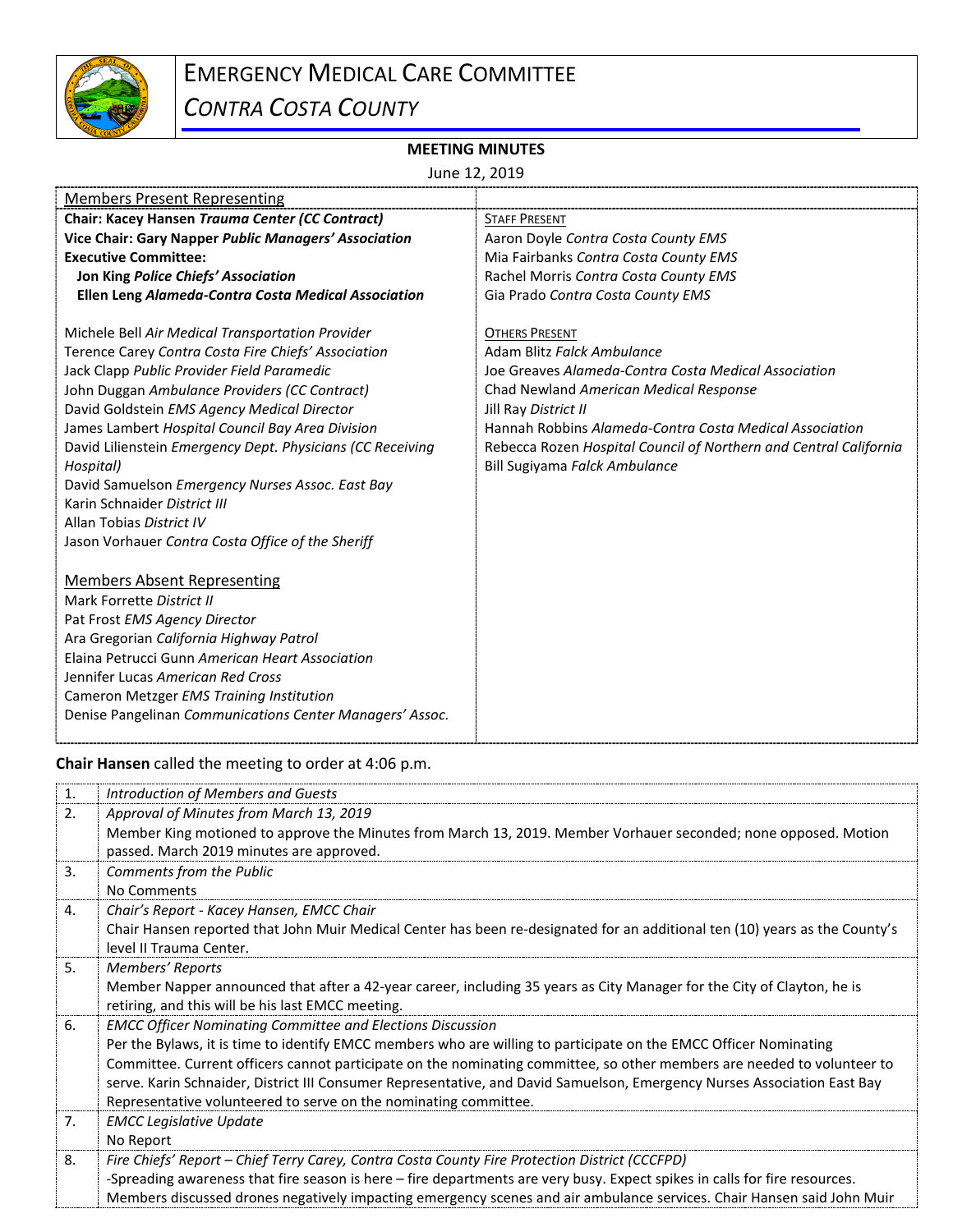# EMERGENCY MEDICAL CARE COMMITTEE

## *CONTRA COSTA COUNTY*

**MEETING MINUTES**

June 12, 2019

| Members Present Representing | |
|---|---|
| **Chair: Kacey Hansen *Trauma Center (CC Contract)***<br>**Vice Chair: Gary Napper *Public Managers' Association***<br>**Executive Committee:**<br>**Jon King *Police Chiefs' Association***<br>**Ellen Leng *Alameda-Contra Costa Medical Association***<br><br>Michele Bell *Air Medical Transportation Provider*<br>Terence Carey *Contra Costa Fire Chiefs' Association*<br>Jack Clapp *Public Provider Field Paramedic*<br>John Duggan *Ambulance Providers (CC Contract)*<br>David Goldstein *EMS Agency Medical Director*<br>James Lambert *Hospital Council Bay Area Division*<br>David Lilienstein *Emergency Dept. Physicians (CC Receiving Hospital)*<br>David Samuelson *Emergency Nurses Assoc. East Bay*<br>Karin Schnaider *District III*<br>Allan Tobias *District IV*<br>Jason Vorhauer *Contra Costa Office of the Sheriff*<br><br>Members Absent Representing<br>Mark Forrette *District II*<br>Pat Frost *EMS Agency Director*<br>Ara Gregorian *California Highway Patrol*<br>Elaina Petrucci Gunn *American Heart Association*<br>Jennifer Lucas *American Red Cross*<br>Cameron Metzger *EMS Training Institution*<br>Denise Pangelinan *Communications Center Managers' Assoc.* | STAFF PRESENT<br>Aaron Doyle *Contra Costa County EMS*<br>Mia Fairbanks *Contra Costa County EMS*<br>Rachel Morris *Contra Costa County EMS*<br>Gia Prado *Contra Costa County EMS*<br><br>OTHERS PRESENT<br>Adam Blitz *Falck Ambulance*<br>Joe Greaves *Alameda-Contra Costa Medical Association*<br>Chad Newland *American Medical Response*<br>Jill Ray *District II*<br>Hannah Robbins *Alameda-Contra Costa Medical Association*<br>Rebecca Rozen *Hospital Council of Northern and Central California*<br>Bill Sugiyama *Falck Ambulance* |

**Chair Hansen** called the meeting to order at 4:06 p.m.

| | |
|---|---|
| 1. | *Introduction of Members and Guests* |
| 2. | *Approval of Minutes from March 13, 2019*<br>Member King motioned to approve the Minutes from March 13, 2019. Member Vorhauer seconded; none opposed. Motion passed. March 2019 minutes are approved. |
| 3. | *Comments from the Public*<br>No Comments |
| 4. | *Chair's Report - Kacey Hansen, EMCC Chair*<br>Chair Hansen reported that John Muir Medical Center has been re-designated for an additional ten (10) years as the County's level II Trauma Center. |
| 5. | *Members' Reports*<br>Member Napper announced that after a 42-year career, including 35 years as City Manager for the City of Clayton, he is retiring, and this will be his last EMCC meeting. |
| 6. | *EMCC Officer Nominating Committee and Elections Discussion*<br>Per the Bylaws, it is time to identify EMCC members who are willing to participate on the EMCC Officer Nominating Committee. Current officers cannot participate on the nominating committee, so other members are needed to volunteer to serve. Karin Schnaider, District III Consumer Representative, and David Samuelson, Emergency Nurses Association East Bay Representative volunteered to serve on the nominating committee. |
| 7. | *EMCC Legislative Update*<br>No Report |
| 8. | *Fire Chiefs' Report – Chief Terry Carey, Contra Costa County Fire Protection District (CCCFPD)*<br>-Spreading awareness that fire season is here – fire departments are very busy. Expect spikes in calls for fire resources. Members discussed drones negatively impacting emergency scenes and air ambulance services. Chair Hansen said John Muir |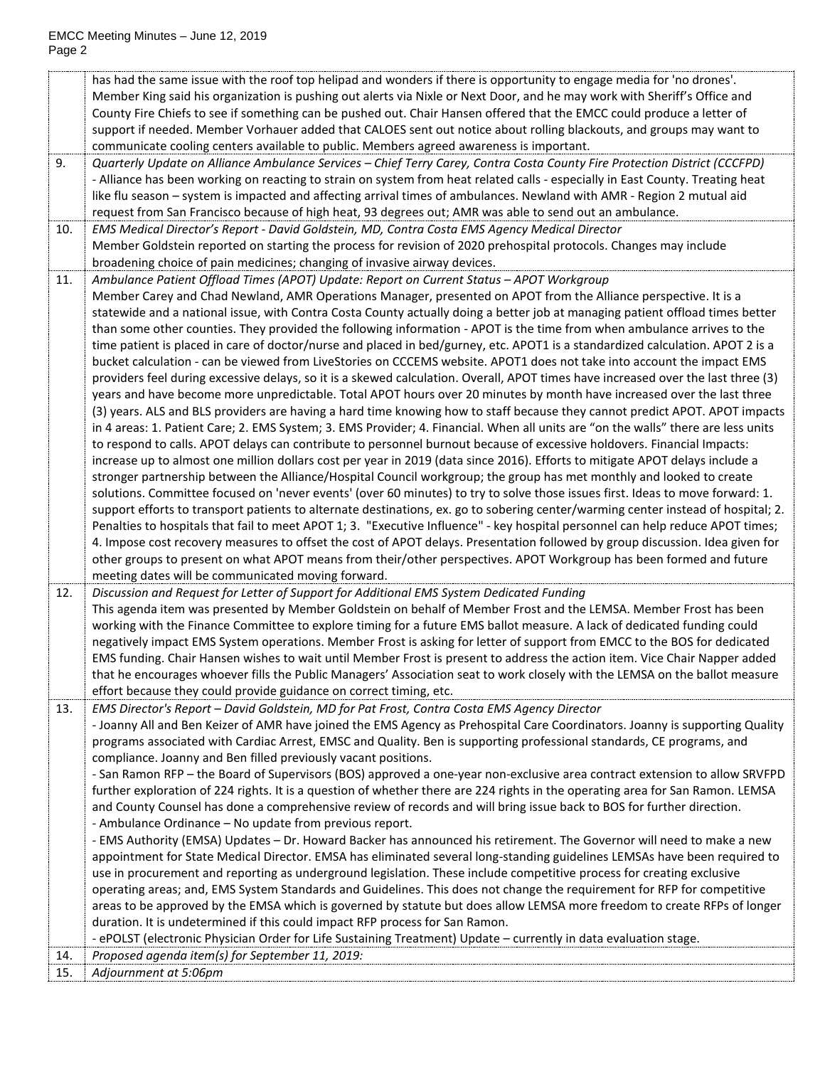| | |
|---|---|
| | has had the same issue with the roof top helipad and wonders if there is opportunity to engage media for 'no drones'. Member King said his organization is pushing out alerts via Nixle or Next Door, and he may work with Sheriff's Office and County Fire Chiefs to see if something can be pushed out. Chair Hansen offered that the EMCC could produce a letter of support if needed. Member Vorhauer added that CALOES sent out notice about rolling blackouts, and groups may want to communicate cooling centers available to public. Members agreed awareness is important. |
| 9. | *Quarterly Update on Alliance Ambulance Services – Chief Terry Carey, Contra Costa County Fire Protection District (CCCFPD)*<br>- Alliance has been working on reacting to strain on system from heat related calls - especially in East County. Treating heat like flu season – system is impacted and affecting arrival times of ambulances. Newland with AMR - Region 2 mutual aid request from San Francisco because of high heat, 93 degrees out; AMR was able to send out an ambulance. |
| 10. | *EMS Medical Director's Report - David Goldstein, MD, Contra Costa EMS Agency Medical Director*<br>Member Goldstein reported on starting the process for revision of 2020 prehospital protocols. Changes may include broadening choice of pain medicines; changing of invasive airway devices. |
| 11. | *Ambulance Patient Offload Times (APOT) Update: Report on Current Status – APOT Workgroup*<br>Member Carey and Chad Newland, AMR Operations Manager, presented on APOT from the Alliance perspective. It is a statewide and a national issue, with Contra Costa County actually doing a better job at managing patient offload times better than some other counties. They provided the following information - APOT is the time from when ambulance arrives to the time patient is placed in care of doctor/nurse and placed in bed/gurney, etc. APOT1 is a standardized calculation. APOT 2 is a bucket calculation - can be viewed from LiveStories on CCCEMS website. APOT1 does not take into account the impact EMS providers feel during excessive delays, so it is a skewed calculation. Overall, APOT times have increased over the last three (3) years and have become more unpredictable. Total APOT hours over 20 minutes by month have increased over the last three (3) years. ALS and BLS providers are having a hard time knowing how to staff because they cannot predict APOT. APOT impacts in 4 areas: 1. Patient Care; 2. EMS System; 3. EMS Provider; 4. Financial. When all units are "on the walls" there are less units to respond to calls. APOT delays can contribute to personnel burnout because of excessive holdovers. Financial Impacts: increase up to almost one million dollars cost per year in 2019 (data since 2016). Efforts to mitigate APOT delays include a stronger partnership between the Alliance/Hospital Council workgroup; the group has met monthly and looked to create solutions. Committee focused on 'never events' (over 60 minutes) to try to solve those issues first. Ideas to move forward: 1. support efforts to transport patients to alternate destinations, ex. go to sobering center/warming center instead of hospital; 2. Penalties to hospitals that fail to meet APOT 1; 3. "Executive Influence" - key hospital personnel can help reduce APOT times; 4. Impose cost recovery measures to offset the cost of APOT delays. Presentation followed by group discussion. Idea given for other groups to present on what APOT means from their/other perspectives. APOT Workgroup has been formed and future meeting dates will be communicated moving forward. |
| 12. | *Discussion and Request for Letter of Support for Additional EMS System Dedicated Funding*<br>This agenda item was presented by Member Goldstein on behalf of Member Frost and the LEMSA. Member Frost has been working with the Finance Committee to explore timing for a future EMS ballot measure. A lack of dedicated funding could negatively impact EMS System operations. Member Frost is asking for letter of support from EMCC to the BOS for dedicated EMS funding. Chair Hansen wishes to wait until Member Frost is present to address the action item. Vice Chair Napper added that he encourages whoever fills the Public Managers' Association seat to work closely with the LEMSA on the ballot measure effort because they could provide guidance on correct timing, etc. |
| 13. | *EMS Director's Report – David Goldstein, MD for Pat Frost, Contra Costa EMS Agency Director*<br>- Joanny All and Ben Keizer of AMR have joined the EMS Agency as Prehospital Care Coordinators. Joanny is supporting Quality programs associated with Cardiac Arrest, EMSC and Quality. Ben is supporting professional standards, CE programs, and compliance. Joanny and Ben filled previously vacant positions.<br>- San Ramon RFP – the Board of Supervisors (BOS) approved a one-year non-exclusive area contract extension to allow SRVFPD further exploration of 224 rights. It is a question of whether there are 224 rights in the operating area for San Ramon. LEMSA and County Counsel has done a comprehensive review of records and will bring issue back to BOS for further direction.<br>- Ambulance Ordinance – No update from previous report.<br>- EMS Authority (EMSA) Updates – Dr. Howard Backer has announced his retirement. The Governor will need to make a new appointment for State Medical Director. EMSA has eliminated several long-standing guidelines LEMSAs have been required to use in procurement and reporting as underground legislation. These include competitive process for creating exclusive operating areas; and, EMS System Standards and Guidelines. This does not change the requirement for RFP for competitive areas to be approved by the EMSA which is governed by statute but does allow LEMSA more freedom to create RFPs of longer duration. It is undetermined if this could impact RFP process for San Ramon.<br>- ePOLST (electronic Physician Order for Life Sustaining Treatment) Update – currently in data evaluation stage. |
| 14. | *Proposed agenda item(s) for September 11, 2019:* |
| 15. | *Adjournment at 5:06pm* |